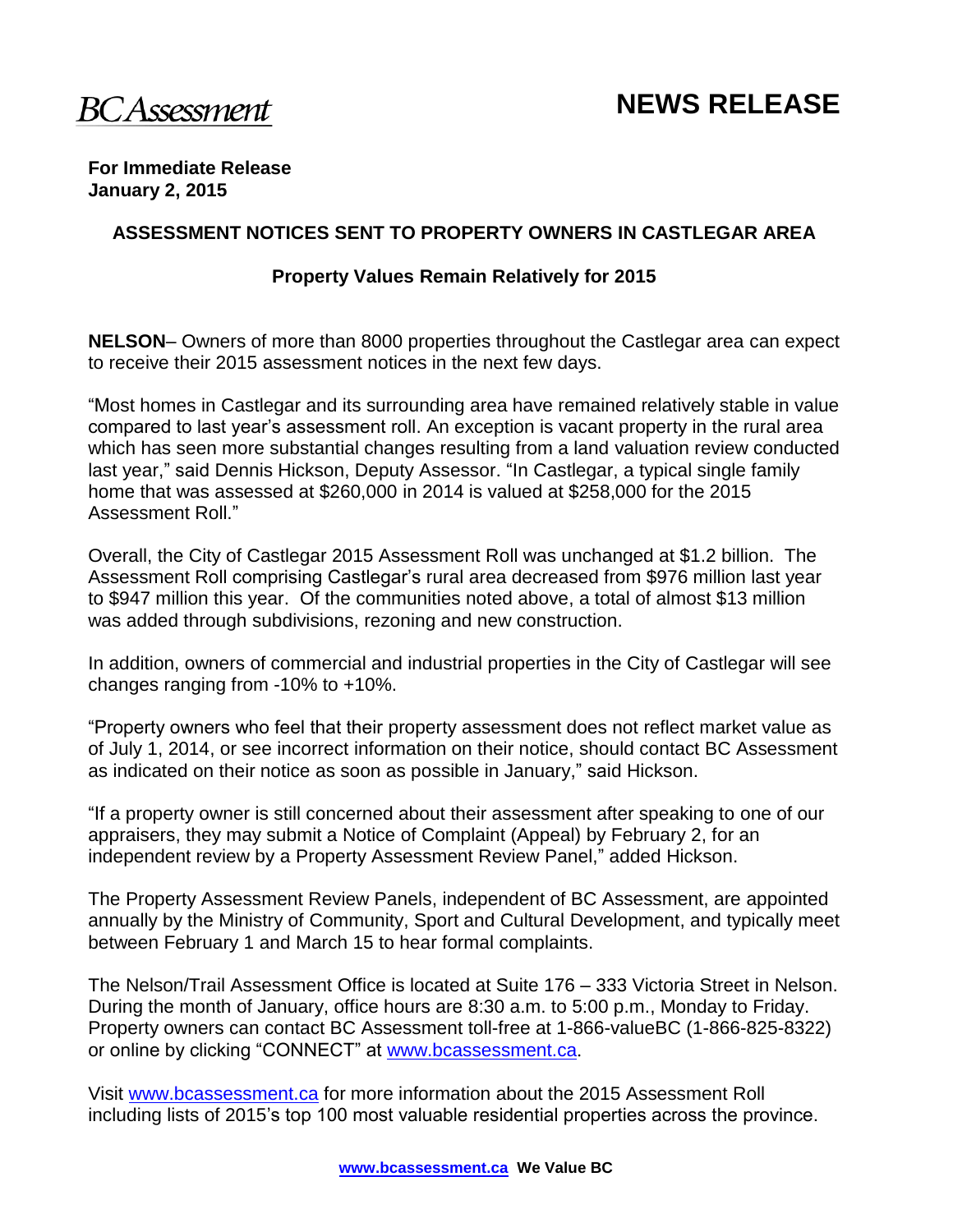BCAssessment

# NEWS RELEASE

**For Immediate Release**
**January 2, 2015**

## ASSESSMENT NOTICES SENT TO PROPERTY OWNERS IN CASTLEGAR AREA

### Property Values Remain Relatively for 2015

**NELSON**– Owners of more than 8000 properties throughout the Castlegar area can expect to receive their 2015 assessment notices in the next few days.

"Most homes in Castlegar and its surrounding area have remained relatively stable in value compared to last year's assessment roll. An exception is vacant property in the rural area which has seen more substantial changes resulting from a land valuation review conducted last year," said Dennis Hickson, Deputy Assessor. "In Castlegar, a typical single family home that was assessed at $260,000 in 2014 is valued at $258,000 for the 2015 Assessment Roll."

Overall, the City of Castlegar 2015 Assessment Roll was unchanged at $1.2 billion. The Assessment Roll comprising Castlegar's rural area decreased from $976 million last year to $947 million this year. Of the communities noted above, a total of almost $13 million was added through subdivisions, rezoning and new construction.

In addition, owners of commercial and industrial properties in the City of Castlegar will see changes ranging from -10% to +10%.

"Property owners who feel that their property assessment does not reflect market value as of July 1, 2014, or see incorrect information on their notice, should contact BC Assessment as indicated on their notice as soon as possible in January," said Hickson.

"If a property owner is still concerned about their assessment after speaking to one of our appraisers, they may submit a Notice of Complaint (Appeal) by February 2, for an independent review by a Property Assessment Review Panel," added Hickson.

The Property Assessment Review Panels, independent of BC Assessment, are appointed annually by the Ministry of Community, Sport and Cultural Development, and typically meet between February 1 and March 15 to hear formal complaints.

The Nelson/Trail Assessment Office is located at Suite 176 – 333 Victoria Street in Nelson. During the month of January, office hours are 8:30 a.m. to 5:00 p.m., Monday to Friday. Property owners can contact BC Assessment toll-free at 1-866-valueBC (1-866-825-8322) or online by clicking "CONNECT" at [www.bcassessment.ca](http://www.bcassessment.ca).

Visit [www.bcassessment.ca](http://www.bcassessment.ca) for more information about the 2015 Assessment Roll including lists of 2015's top 100 most valuable residential properties across the province.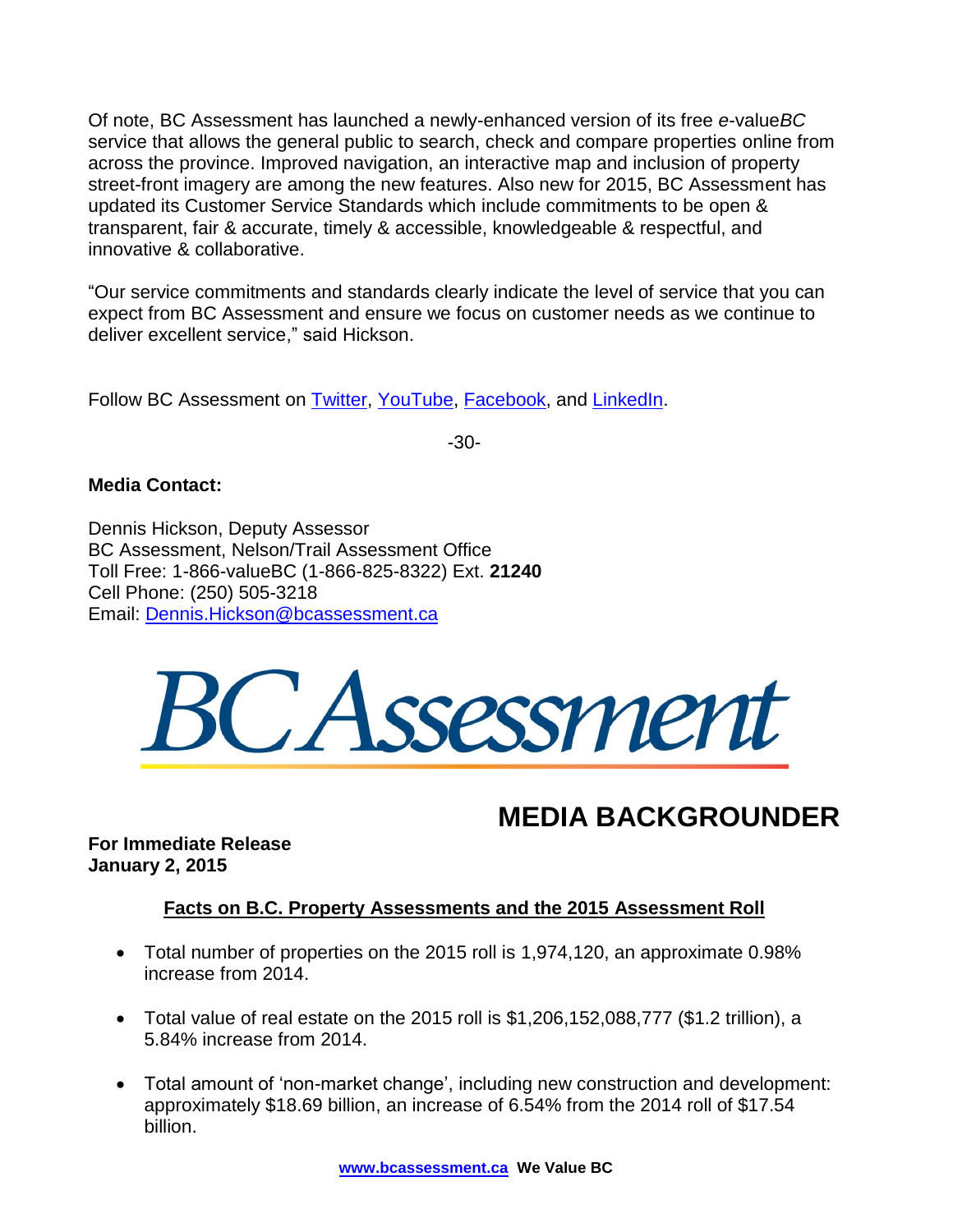Of note, BC Assessment has launched a newly-enhanced version of its free *e*-value*BC* service that allows the general public to search, check and compare properties online from across the province. Improved navigation, an interactive map and inclusion of property street-front imagery are among the new features. Also new for 2015, BC Assessment has updated its Customer Service Standards which include commitments to be open & transparent, fair & accurate, timely & accessible, knowledgeable & respectful, and innovative & collaborative.

"Our service commitments and standards clearly indicate the level of service that you can expect from BC Assessment and ensure we focus on customer needs as we continue to deliver excellent service," said Hickson.

Follow BC Assessment on Twitter, YouTube, Facebook, and LinkedIn.

-30-

**Media Contact:**

Dennis Hickson, Deputy Assessor
BC Assessment, Nelson/Trail Assessment Office
Toll Free: 1-866-valueBC (1-866-825-8322) Ext. **21240**
Cell Phone: (250) 505-3218
Email: Dennis.Hickson@bcassessment.ca

BC Assessment

# MEDIA BACKGROUNDER

**For Immediate Release**
**January 2, 2015**

## Facts on B.C. Property Assessments and the 2015 Assessment Roll

- Total number of properties on the 2015 roll is 1,974,120, an approximate 0.98% increase from 2014.
- Total value of real estate on the 2015 roll is $1,206,152,088,777 ($1.2 trillion), a 5.84% increase from 2014.
- Total amount of 'non-market change', including new construction and development: approximately $18.69 billion, an increase of 6.54% from the 2014 roll of $17.54 billion.

www.bcassessment.ca **We Value BC**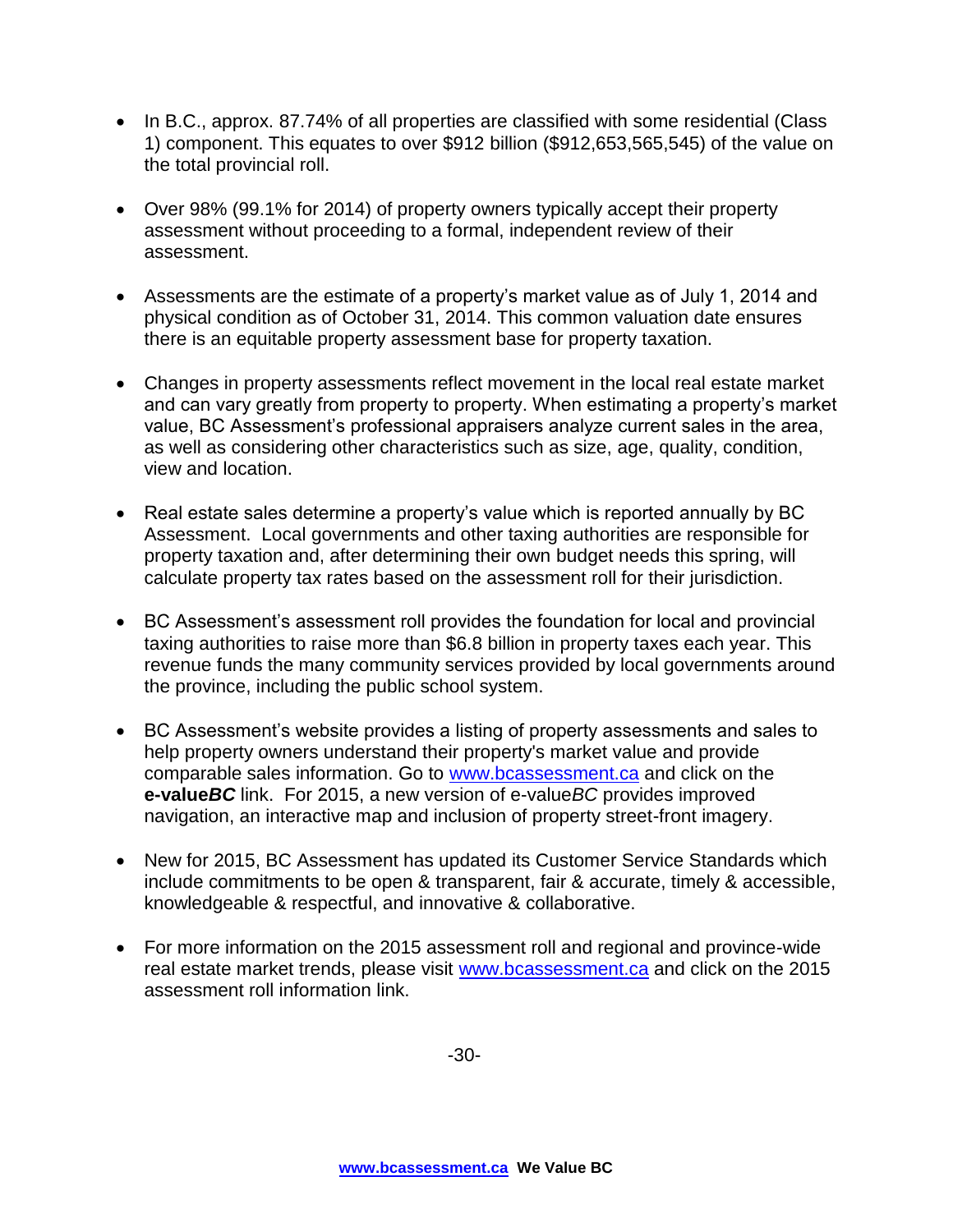- In B.C., approx. 87.74% of all properties are classified with some residential (Class 1) component. This equates to over $912 billion ($912,653,565,545) of the value on the total provincial roll.

- Over 98% (99.1% for 2014) of property owners typically accept their property assessment without proceeding to a formal, independent review of their assessment.

- Assessments are the estimate of a property's market value as of July 1, 2014 and physical condition as of October 31, 2014. This common valuation date ensures there is an equitable property assessment base for property taxation.

- Changes in property assessments reflect movement in the local real estate market and can vary greatly from property to property. When estimating a property's market value, BC Assessment's professional appraisers analyze current sales in the area, as well as considering other characteristics such as size, age, quality, condition, view and location.

- Real estate sales determine a property's value which is reported annually by BC Assessment. Local governments and other taxing authorities are responsible for property taxation and, after determining their own budget needs this spring, will calculate property tax rates based on the assessment roll for their jurisdiction.

- BC Assessment's assessment roll provides the foundation for local and provincial taxing authorities to raise more than $6.8 billion in property taxes each year. This revenue funds the many community services provided by local governments around the province, including the public school system.

- BC Assessment's website provides a listing of property assessments and sales to help property owners understand their property's market value and provide comparable sales information. Go to [www.bcassessment.ca](http://www.bcassessment.ca) and click on the **e-value*BC*** link. For 2015, a new version of e-value*BC* provides improved navigation, an interactive map and inclusion of property street-front imagery.

- New for 2015, BC Assessment has updated its Customer Service Standards which include commitments to be open & transparent, fair & accurate, timely & accessible, knowledgeable & respectful, and innovative & collaborative.

- For more information on the 2015 assessment roll and regional and province-wide real estate market trends, please visit [www.bcassessment.ca](http://www.bcassessment.ca) and click on the 2015 assessment roll information link.

-30-

**[www.bcassessment.ca](http://www.bcassessment.ca) We Value BC**